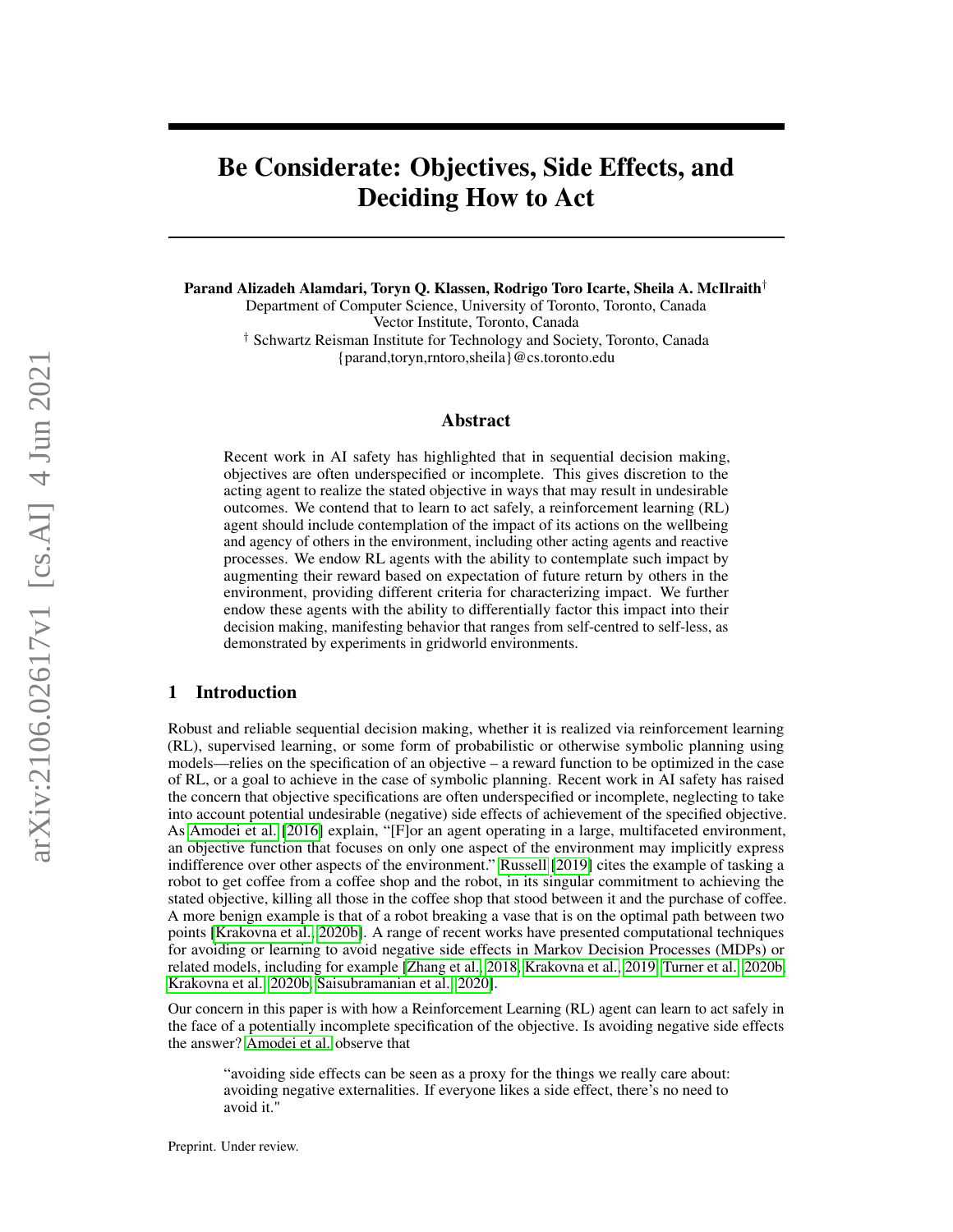# Be Considerate: Objectives, Side Effects, and Deciding How to Act

**Parand Alizadeh Alamdari, Toryn Q. Klassen, Rodrigo Toro Icarte, Sheila A. McIlraith**[†]

Department of Computer Science, University of Toronto, Toronto, Canada
Vector Institute, Toronto, Canada
[†] Schwartz Reisman Institute for Technology and Society, Toronto, Canada
{parand,toryn,rntoro,sheila}@cs.toronto.edu

## Abstract

Recent work in AI safety has highlighted that in sequential decision making, objectives are often underspecified or incomplete. This gives discretion to the acting agent to realize the stated objective in ways that may result in undesirable outcomes. We contend that to learn to act safely, a reinforcement learning (RL) agent should include contemplation of the impact of its actions on the wellbeing and agency of others in the environment, including other acting agents and reactive processes. We endow RL agents with the ability to contemplate such impact by augmenting their reward based on expectation of future return by others in the environment, providing different criteria for characterizing impact. We further endow these agents with the ability to differentially factor this impact into their decision making, manifesting behavior that ranges from self-centred to self-less, as demonstrated by experiments in gridworld environments.

## 1 Introduction

Robust and reliable sequential decision making, whether it is realized via reinforcement learning (RL), supervised learning, or some form of probabilistic or otherwise symbolic planning using models—relies on the specification of an objective – a reward function to be optimized in the case of RL, or a goal to achieve in the case of symbolic planning. Recent work in AI safety has raised the concern that objective specifications are often underspecified or incomplete, neglecting to take into account potential undesirable (negative) side effects of achievement of the specified objective. As Amodei et al. [2016] explain, "[F]or an agent operating in a large, multifaceted environment, an objective function that focuses on only one aspect of the environment may implicitly express indifference over other aspects of the environment." Russell [2019] cites the example of tasking a robot to get coffee from a coffee shop and the robot, in its singular commitment to achieving the stated objective, killing all those in the coffee shop that stood between it and the purchase of coffee. A more benign example is that of a robot breaking a vase that is on the optimal path between two points [Krakovna et al., 2020b]. A range of recent works have presented computational techniques for avoiding or learning to avoid negative side effects in Markov Decision Processes (MDPs) or related models, including for example [Zhang et al., 2018, Krakovna et al., 2019, Turner et al., 2020b, Krakovna et al., 2020b, Saisubramanian et al., 2020].

Our concern in this paper is with how a Reinforcement Learning (RL) agent can learn to act safely in the face of a potentially incomplete specification of the objective. Is avoiding negative side effects the answer? Amodei et al. observe that

> "avoiding side effects can be seen as a proxy for the things we really care about: avoiding negative externalities. If everyone likes a side effect, there's no need to avoid it."

Preprint. Under review.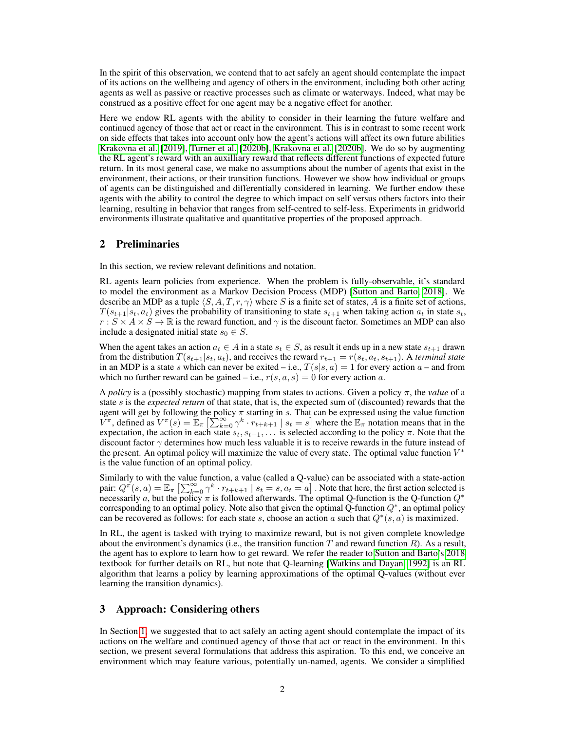In the spirit of this observation, we contend that to act safely an agent should contemplate the impact of its actions on the wellbeing and agency of others in the environment, including both other acting agents as well as passive or reactive processes such as climate or waterways. Indeed, what may be construed as a positive effect for one agent may be a negative effect for another.

Here we endow RL agents with the ability to consider in their learning the future welfare and continued agency of those that act or react in the environment. This is in contrast to some recent work on side effects that takes into account only how the agent's actions will affect its own future abilities Krakovna et al. [2019], Turner et al. [2020b], Krakovna et al. [2020b]. We do so by augmenting the RL agent's reward with an auxilliary reward that reflects different functions of expected future return. In its most general case, we make no assumptions about the number of agents that exist in the environment, their actions, or their transition functions. However we show how individual or groups of agents can be distinguished and differentially considered in learning. We further endow these agents with the ability to control the degree to which impact on self versus others factors into their learning, resulting in behavior that ranges from self-centred to self-less. Experiments in gridworld environments illustrate qualitative and quantitative properties of the proposed approach.

## 2 Preliminaries

In this section, we review relevant definitions and notation.

RL agents learn policies from experience. When the problem is fully-observable, it's standard to model the environment as a Markov Decision Process (MDP) [Sutton and Barto, 2018]. We describe an MDP as a tuple $\langle S, A, T, r, \gamma \rangle$ where $S$ is a finite set of states, $A$ is a finite set of actions, $T(s_{t+1}|s_t, a_t)$ gives the probability of transitioning to state $s_{t+1}$ when taking action $a_t$ in state $s_t$, $r : S \times A \times S \to \mathbb{R}$ is the reward function, and $\gamma$ is the discount factor. Sometimes an MDP can also include a designated initial state $s_0 \in S$.

When the agent takes an action $a_t \in A$ in a state $s_t \in S$, as result it ends up in a new state $s_{t+1}$ drawn from the distribution $T(s_{t+1}|s_t, a_t)$, and receives the reward $r_{t+1} = r(s_t, a_t, s_{t+1})$. A *terminal state* in an MDP is a state $s$ which can never be exited – i.e., $T(s|s, a) = 1$ for every action $a$ – and from which no further reward can be gained – i.e., $r(s, a, s) = 0$ for every action $a$.

A *policy* is a (possibly stochastic) mapping from states to actions. Given a policy $\pi$, the *value* of a state $s$ is the *expected return* of that state, that is, the expected sum of (discounted) rewards that the agent will get by following the policy $\pi$ starting in $s$. That can be expressed using the value function $V^\pi$, defined as $V^\pi(s) = \mathbb{E}_\pi \left[\sum_{k=0}^{\infty} \gamma^k \cdot r_{t+k+1} \mid s_t = s\right]$ where the $\mathbb{E}_\pi$ notation means that in the expectation, the action in each state $s_t, s_{t+1}, \ldots$ is selected according to the policy $\pi$. Note that the discount factor $\gamma$ determines how much less valuable it is to receive rewards in the future instead of the present. An optimal policy will maximize the value of every state. The optimal value function $V^*$ is the value function of an optimal policy.

Similarly to with the value function, a value (called a Q-value) can be associated with a state-action pair: $Q^\pi(s, a) = \mathbb{E}_\pi \left[\sum_{k=0}^{\infty} \gamma^k \cdot r_{t+k+1} \mid s_t = s, a_t = a\right]$. Note that here, the first action selected is necessarily $a$, but the policy $\pi$ is followed afterwards. The optimal Q-function is the Q-function $Q^*$ corresponding to an optimal policy. Note also that given the optimal Q-function $Q^*$, an optimal policy can be recovered as follows: for each state $s$, choose an action $a$ such that $Q^*(s, a)$ is maximized.

In RL, the agent is tasked with trying to maximize reward, but is not given complete knowledge about the environment's dynamics (i.e., the transition function $T$ and reward function $R$). As a result, the agent has to explore to learn how to get reward. We refer the reader to Sutton and Barto's 2018 textbook for further details on RL, but note that Q-learning [Watkins and Dayan, 1992] is an RL algorithm that learns a policy by learning approximations of the optimal Q-values (without ever learning the transition dynamics).

## 3 Approach: Considering others

In Section 1, we suggested that to act safely an acting agent should contemplate the impact of its actions on the welfare and continued agency of those that act or react in the environment. In this section, we present several formulations that address this aspiration. To this end, we conceive an environment which may feature various, potentially un-named, agents. We consider a simplified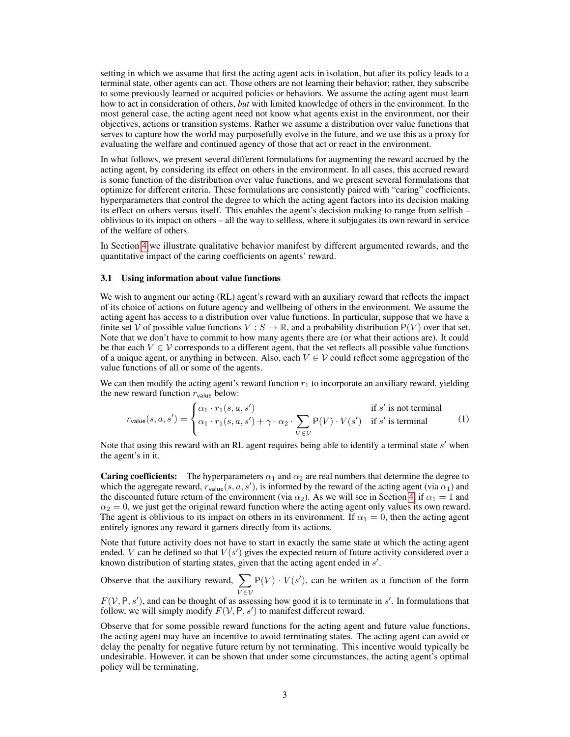setting in which we assume that first the acting agent acts in isolation, but after its policy leads to a terminal state, other agents can act. Those others are not learning their behavior; rather, they subscribe to some previously learned or acquired policies or behaviors. We assume the acting agent must learn how to act in consideration of others, *but* with limited knowledge of others in the environment. In the most general case, the acting agent need not know what agents exist in the environment, nor their objectives, actions or transition systems. Rather we assume a distribution over value functions that serves to capture how the world may purposefully evolve in the future, and we use this as a proxy for evaluating the welfare and continued agency of those that act or react in the environment.

In what follows, we present several different formulations for augmenting the reward accrued by the acting agent, by considering its effect on others in the environment. In all cases, this accrued reward is some function of the distribution over value functions, and we present several formulations that optimize for different criteria. These formulations are consistently paired with "caring" coefficients, hyperparameters that control the degree to which the acting agent factors into its decision making its effect on others versus itself. This enables the agent's decision making to range from selfish – oblivious to its impact on others – all the way to selfless, where it subjugates its own reward in service of the welfare of others.

In Section 4 we illustrate qualitative behavior manifest by different argumented rewards, and the quantitative impact of the caring coefficients on agents' reward.

### 3.1 Using information about value functions

We wish to augment our acting (RL) agent's reward with an auxiliary reward that reflects the impact of its choice of actions on future agency and wellbeing of others in the environment. We assume the acting agent has access to a distribution over value functions. In particular, suppose that we have a finite set $\mathcal{V}$ of possible value functions $V : S \to \mathbb{R}$, and a probability distribution $\mathsf{P}(V)$ over that set. Note that we don't have to commit to how many agents there are (or what their actions are). It could be that each $V \in \mathcal{V}$ corresponds to a different agent, that the set reflects all possible value functions of a unique agent, or anything in between. Also, each $V \in \mathcal{V}$ could reflect some aggregation of the value functions of all or some of the agents.

We can then modify the acting agent's reward function $r_1$ to incorporate an auxiliary reward, yielding the new reward function $r_{\mathsf{value}}$ below:

$$r_{\mathsf{value}}(s, a, s') = \begin{cases} \alpha_1 \cdot r_1(s, a, s') & \text{if } s' \text{ is not terminal} \\ \alpha_1 \cdot r_1(s, a, s') + \gamma \cdot \alpha_2 \cdot \sum_{V \in \mathcal{V}} \mathsf{P}(V) \cdot V(s') & \text{if } s' \text{ is terminal} \end{cases} \tag{1}$$

Note that using this reward with an RL agent requires being able to identify a terminal state $s'$ when the agent's in it.

**Caring coefficients:** The hyperparameters $\alpha_1$ and $\alpha_2$ are real numbers that determine the degree to which the aggregate reward, $r_{\mathsf{value}}(s, a, s')$, is informed by the reward of the acting agent (via $\alpha_1$) and the discounted future return of the environment (via $\alpha_2$). As we will see in Section 4, if $\alpha_1 = 1$ and $\alpha_2 = 0$, we just get the original reward function where the acting agent only values its own reward. The agent is oblivious to its impact on others in its environment. If $\alpha_1 = 0$, then the acting agent entirely ignores any reward it garners directly from its actions.

Note that future activity does not have to start in exactly the same state at which the acting agent ended. $V$ can be defined so that $V(s')$ gives the expected return of future activity considered over a known distribution of starting states, given that the acting agent ended in $s'$.

Observe that the auxiliary reward, $\sum_{V \in \mathcal{V}} \mathsf{P}(V) \cdot V(s')$, can be written as a function of the form $F(\mathcal{V}, \mathsf{P}, s')$, and can be thought of as assessing how good it is to terminate in $s'$. In formulations that follow, we will simply modify $F(\mathcal{V}, \mathsf{P}, s')$ to manifest different reward.

Observe that for some possible reward functions for the acting agent and future value functions, the acting agent may have an incentive to avoid terminating states. The acting agent can avoid or delay the penalty for negative future return by not terminating. This incentive would typically be undesirable. However, it can be shown that under some circumstances, the acting agent's optimal policy will be terminating.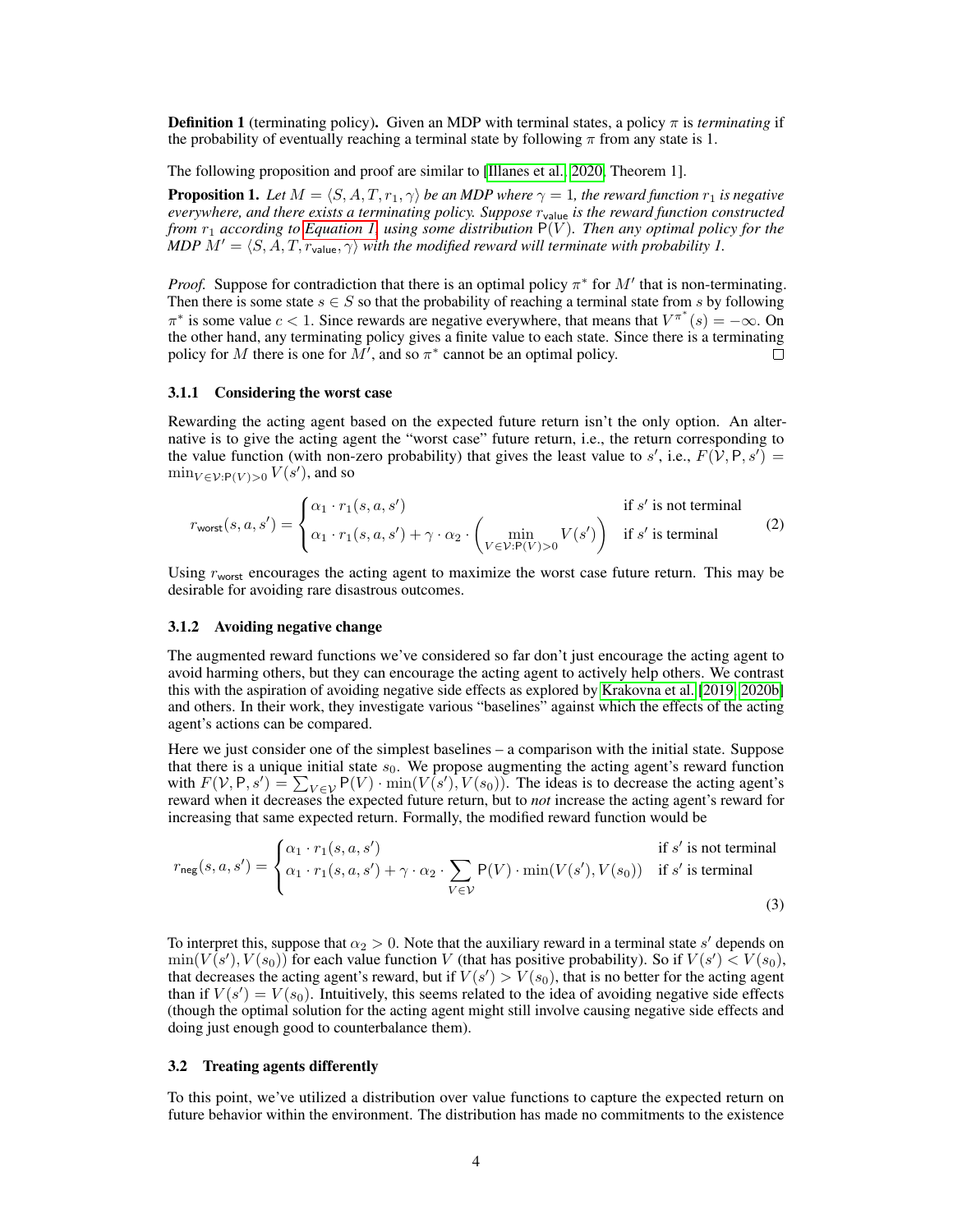**Definition 1** (terminating policy)**.** Given an MDP with terminal states, a policy $\pi$ is *terminating* if the probability of eventually reaching a terminal state by following $\pi$ from any state is 1.

The following proposition and proof are similar to [Illanes et al., 2020, Theorem 1].

**Proposition 1.** *Let $M = \langle S, A, T, r_1, \gamma \rangle$ be an MDP where $\gamma = 1$, the reward function $r_1$ is negative everywhere, and there exists a terminating policy. Suppose $r_{\mathsf{value}}$ is the reward function constructed from $r_1$ according to Equation 1, using some distribution $\mathsf{P}(V)$. Then any optimal policy for the MDP $M' = \langle S, A, T, r_{\mathsf{value}}, \gamma \rangle$ with the modified reward will terminate with probability 1.*

*Proof.* Suppose for contradiction that there is an optimal policy $\pi^*$ for $M'$ that is non-terminating. Then there is some state $s \in S$ so that the probability of reaching a terminal state from $s$ by following $\pi^*$ is some value $c < 1$. Since rewards are negative everywhere, that means that $V^{\pi^*}(s) = -\infty$. On the other hand, any terminating policy gives a finite value to each state. Since there is a terminating policy for $M$ there is one for $M'$, and so $\pi^*$ cannot be an optimal policy. □

#### 3.1.1 Considering the worst case

Rewarding the acting agent based on the expected future return isn't the only option. An alternative is to give the acting agent the "worst case" future return, i.e., the return corresponding to the value function (with non-zero probability) that gives the least value to $s'$, i.e., $F(\mathcal{V}, \mathsf{P}, s') = \min_{V \in \mathcal{V}: \mathsf{P}(V) > 0} V(s')$, and so

$$r_{\mathsf{worst}}(s, a, s') = \begin{cases} \alpha_1 \cdot r_1(s, a, s') & \text{if } s' \text{ is not terminal} \\ \alpha_1 \cdot r_1(s, a, s') + \gamma \cdot \alpha_2 \cdot \left( \min\limits_{V \in \mathcal{V}: \mathsf{P}(V) > 0} V(s') \right) & \text{if } s' \text{ is terminal} \end{cases} \tag{2}$$

Using $r_{\mathsf{worst}}$ encourages the acting agent to maximize the worst case future return. This may be desirable for avoiding rare disastrous outcomes.

#### 3.1.2 Avoiding negative change

The augmented reward functions we've considered so far don't just encourage the acting agent to avoid harming others, but they can encourage the acting agent to actively help others. We contrast this with the aspiration of avoiding negative side effects as explored by Krakovna et al. [2019, 2020b] and others. In their work, they investigate various "baselines" against which the effects of the acting agent's actions can be compared.

Here we just consider one of the simplest baselines – a comparison with the initial state. Suppose that there is a unique initial state $s_0$. We propose augmenting the acting agent's reward function with $F(\mathcal{V}, \mathsf{P}, s') = \sum_{V \in \mathcal{V}} \mathsf{P}(V) \cdot \min(V(s'), V(s_0))$. The ideas is to decrease the acting agent's reward when it decreases the expected future return, but to *not* increase the acting agent's reward for increasing that same expected return. Formally, the modified reward function would be

$$r_{\mathsf{neg}}(s, a, s') = \begin{cases} \alpha_1 \cdot r_1(s, a, s') & \text{if } s' \text{ is not terminal} \\ \alpha_1 \cdot r_1(s, a, s') + \gamma \cdot \alpha_2 \cdot \sum\limits_{V \in \mathcal{V}} \mathsf{P}(V) \cdot \min(V(s'), V(s_0)) & \text{if } s' \text{ is terminal} \end{cases} \tag{3}$$

To interpret this, suppose that $\alpha_2 > 0$. Note that the auxiliary reward in a terminal state $s'$ depends on $\min(V(s'), V(s_0))$ for each value function $V$ (that has positive probability). So if $V(s') < V(s_0)$, that decreases the acting agent's reward, but if $V(s') > V(s_0)$, that is no better for the acting agent than if $V(s') = V(s_0)$. Intuitively, this seems related to the idea of avoiding negative side effects (though the optimal solution for the acting agent might still involve causing negative side effects and doing just enough good to counterbalance them).

### 3.2 Treating agents differently

To this point, we've utilized a distribution over value functions to capture the expected return on future behavior within the environment. The distribution has made no commitments to the existence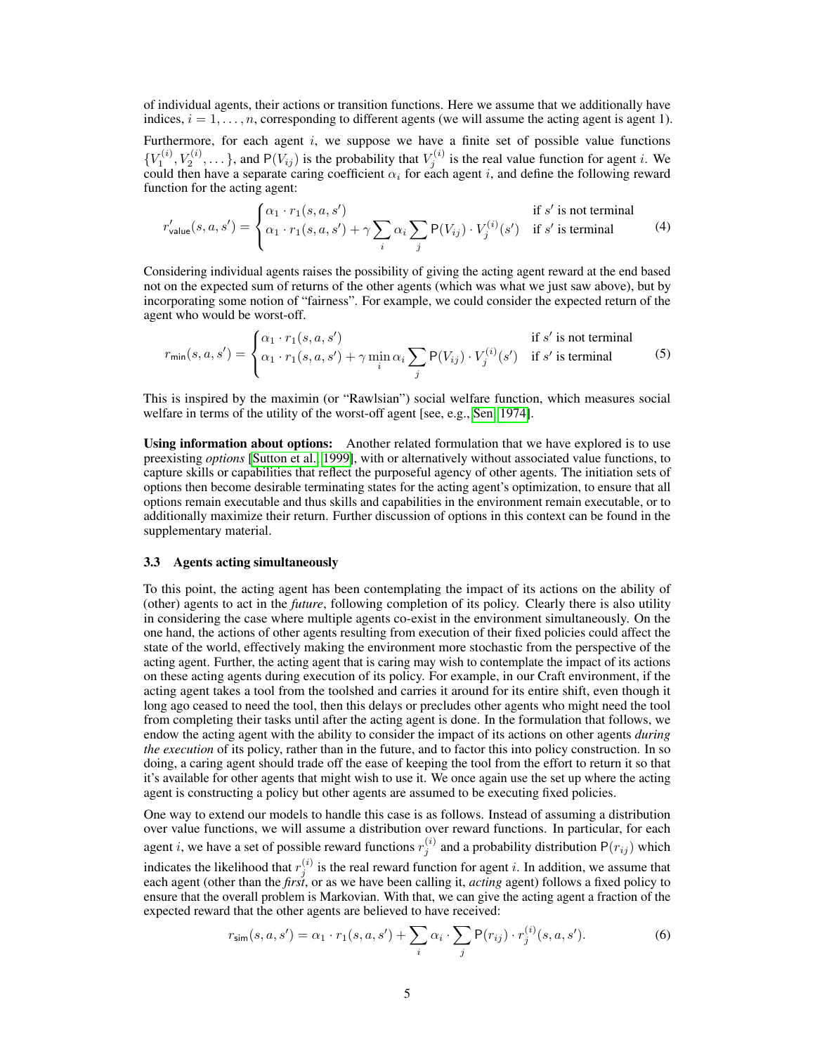of individual agents, their actions or transition functions. Here we assume that we additionally have indices, $i = 1, \dots, n$, corresponding to different agents (we will assume the acting agent is agent 1).

Furthermore, for each agent $i$, we suppose we have a finite set of possible value functions $\{V_1^{(i)}, V_2^{(i)}, \dots\}$, and $\mathsf{P}(V_{ij})$ is the probability that $V_j^{(i)}$ is the real value function for agent $i$. We could then have a separate caring coefficient $\alpha_i$ for each agent $i$, and define the following reward function for the acting agent:

$$r'_{\mathsf{value}}(s,a,s') = \begin{cases} \alpha_1 \cdot r_1(s,a,s') & \text{if } s' \text{ is not terminal} \\ \alpha_1 \cdot r_1(s,a,s') + \gamma \sum_i \alpha_i \sum_j \mathsf{P}(V_{ij}) \cdot V_j^{(i)}(s') & \text{if } s' \text{ is terminal} \end{cases} \tag{4}$$

Considering individual agents raises the possibility of giving the acting agent reward at the end based not on the expected sum of returns of the other agents (which was what we just saw above), but by incorporating some notion of "fairness". For example, we could consider the expected return of the agent who would be worst-off.

$$r_{\mathsf{min}}(s,a,s') = \begin{cases} \alpha_1 \cdot r_1(s,a,s') & \text{if } s' \text{ is not terminal} \\ \alpha_1 \cdot r_1(s,a,s') + \gamma \min_i \alpha_i \sum_j \mathsf{P}(V_{ij}) \cdot V_j^{(i)}(s') & \text{if } s' \text{ is terminal} \end{cases} \tag{5}$$

This is inspired by the maximin (or "Rawlsian") social welfare function, which measures social welfare in terms of the utility of the worst-off agent [see, e.g., Sen, 1974].

**Using information about options:** Another related formulation that we have explored is to use preexisting *options* [Sutton et al., 1999], with or alternatively without associated value functions, to capture skills or capabilities that reflect the purposeful agency of other agents. The initiation sets of options then become desirable terminating states for the acting agent's optimization, to ensure that all options remain executable and thus skills and capabilities in the environment remain executable, or to additionally maximize their return. Further discussion of options in this context can be found in the supplementary material.

### 3.3 Agents acting simultaneously

To this point, the acting agent has been contemplating the impact of its actions on the ability of (other) agents to act in the *future*, following completion of its policy. Clearly there is also utility in considering the case where multiple agents co-exist in the environment simultaneously. On the one hand, the actions of other agents resulting from execution of their fixed policies could affect the state of the world, effectively making the environment more stochastic from the perspective of the acting agent. Further, the acting agent that is caring may wish to contemplate the impact of its actions on these acting agents during execution of its policy. For example, in our Craft environment, if the acting agent takes a tool from the toolshed and carries it around for its entire shift, even though it long ago ceased to need the tool, then this delays or precludes other agents who might need the tool from completing their tasks until after the acting agent is done. In the formulation that follows, we endow the acting agent with the ability to consider the impact of its actions on other agents *during the execution* of its policy, rather than in the future, and to factor this into policy construction. In so doing, a caring agent should trade off the ease of keeping the tool from the effort to return it so that it's available for other agents that might wish to use it. We once again use the set up where the acting agent is constructing a policy but other agents are assumed to be executing fixed policies.

One way to extend our models to handle this case is as follows. Instead of assuming a distribution over value functions, we will assume a distribution over reward functions. In particular, for each agent $i$, we have a set of possible reward functions $r_j^{(i)}$ and a probability distribution $\mathsf{P}(r_{ij})$ which indicates the likelihood that $r_j^{(i)}$ is the real reward function for agent $i$. In addition, we assume that each agent (other than the *first*, or as we have been calling it, *acting* agent) follows a fixed policy to ensure that the overall problem is Markovian. With that, we can give the acting agent a fraction of the expected reward that the other agents are believed to have received:

$$r_{\mathsf{sim}}(s,a,s') = \alpha_1 \cdot r_1(s,a,s') + \sum_i \alpha_i \cdot \sum_j \mathsf{P}(r_{ij}) \cdot r_j^{(i)}(s,a,s'). \tag{6}$$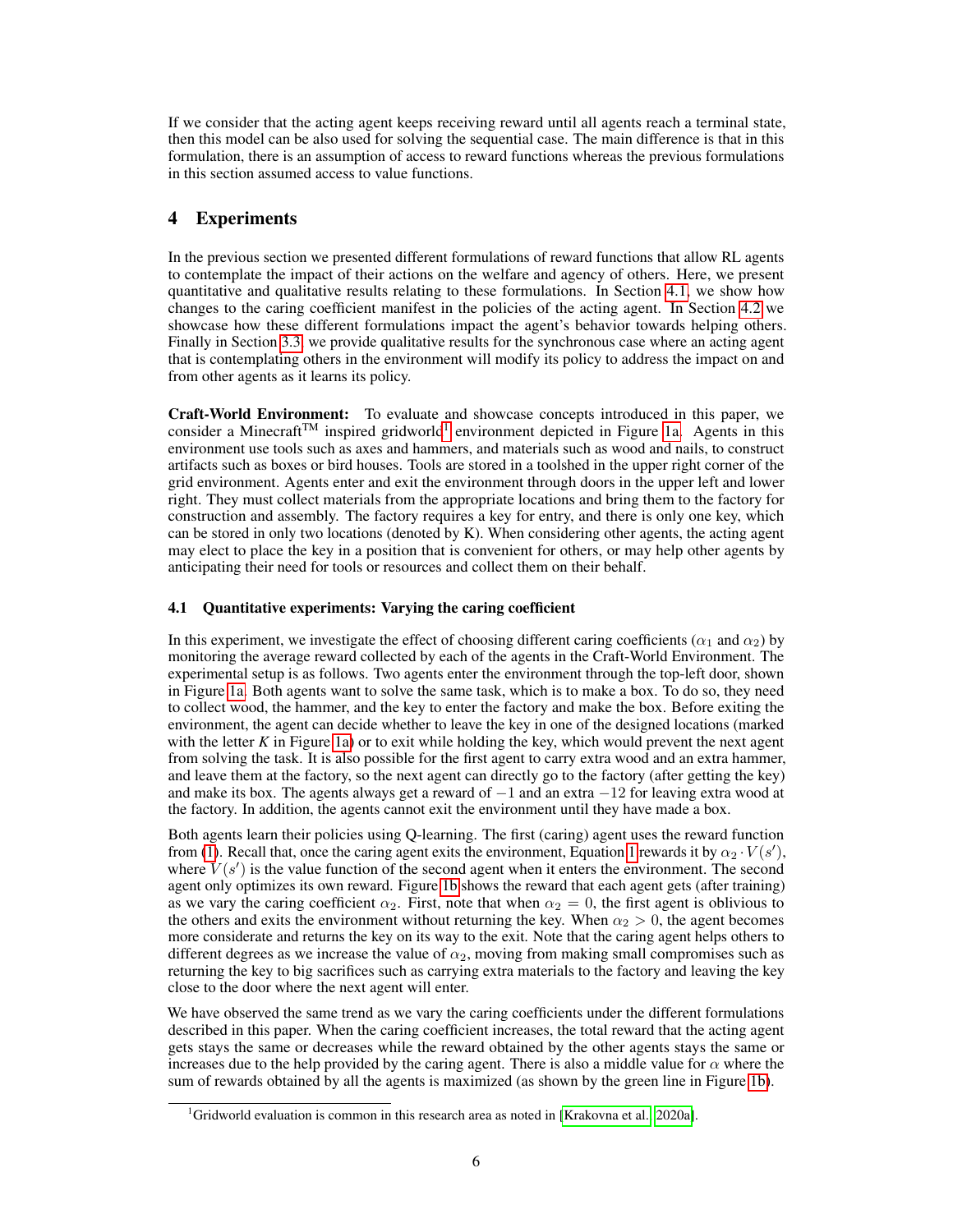If we consider that the acting agent keeps receiving reward until all agents reach a terminal state, then this model can be also used for solving the sequential case. The main difference is that in this formulation, there is an assumption of access to reward functions whereas the previous formulations in this section assumed access to value functions.

## 4 Experiments

In the previous section we presented different formulations of reward functions that allow RL agents to contemplate the impact of their actions on the welfare and agency of others. Here, we present quantitative and qualitative results relating to these formulations. In Section 4.1, we show how changes to the caring coefficient manifest in the policies of the acting agent. In Section 4.2 we showcase how these different formulations impact the agent's behavior towards helping others. Finally in Section 3.3, we provide qualitative results for the synchronous case where an acting agent that is contemplating others in the environment will modify its policy to address the impact on and from other agents as it learns its policy.

**Craft-World Environment:** To evaluate and showcase concepts introduced in this paper, we consider a Minecraft™ inspired gridworld[1] environment depicted in Figure 1a. Agents in this environment use tools such as axes and hammers, and materials such as wood and nails, to construct artifacts such as boxes or bird houses. Tools are stored in a toolshed in the upper right corner of the grid environment. Agents enter and exit the environment through doors in the upper left and lower right. They must collect materials from the appropriate locations and bring them to the factory for construction and assembly. The factory requires a key for entry, and there is only one key, which can be stored in only two locations (denoted by K). When considering other agents, the acting agent may elect to place the key in a position that is convenient for others, or may help other agents by anticipating their need for tools or resources and collect them on their behalf.

### 4.1 Quantitative experiments: Varying the caring coefficient

In this experiment, we investigate the effect of choosing different caring coefficients ($\alpha_1$ and $\alpha_2$) by monitoring the average reward collected by each of the agents in the Craft-World Environment. The experimental setup is as follows. Two agents enter the environment through the top-left door, shown in Figure 1a. Both agents want to solve the same task, which is to make a box. To do so, they need to collect wood, the hammer, and the key to enter the factory and make the box. Before exiting the environment, the agent can decide whether to leave the key in one of the designed locations (marked with the letter *K* in Figure 1a) or to exit while holding the key, which would prevent the next agent from solving the task. It is also possible for the first agent to carry extra wood and an extra hammer, and leave them at the factory, so the next agent can directly go to the factory (after getting the key) and make its box. The agents always get a reward of $-1$ and an extra $-12$ for leaving extra wood at the factory. In addition, the agents cannot exit the environment until they have made a box.

Both agents learn their policies using Q-learning. The first (caring) agent uses the reward function from (1). Recall that, once the caring agent exits the environment, Equation 1 rewards it by $\alpha_2 \cdot V(s')$, where $V(s')$ is the value function of the second agent when it enters the environment. The second agent only optimizes its own reward. Figure 1b shows the reward that each agent gets (after training) as we vary the caring coefficient $\alpha_2$. First, note that when $\alpha_2 = 0$, the first agent is oblivious to the others and exits the environment without returning the key. When $\alpha_2 > 0$, the agent becomes more considerate and returns the key on its way to the exit. Note that the caring agent helps others to different degrees as we increase the value of $\alpha_2$, moving from making small compromises such as returning the key to big sacrifices such as carrying extra materials to the factory and leaving the key close to the door where the next agent will enter.

We have observed the same trend as we vary the caring coefficients under the different formulations described in this paper. When the caring coefficient increases, the total reward that the acting agent gets stays the same or decreases while the reward obtained by the other agents stays the same or increases due to the help provided by the caring agent. There is also a middle value for $\alpha$ where the sum of rewards obtained by all the agents is maximized (as shown by the green line in Figure 1b).

[1] Gridworld evaluation is common in this research area as noted in [Krakovna et al., 2020a].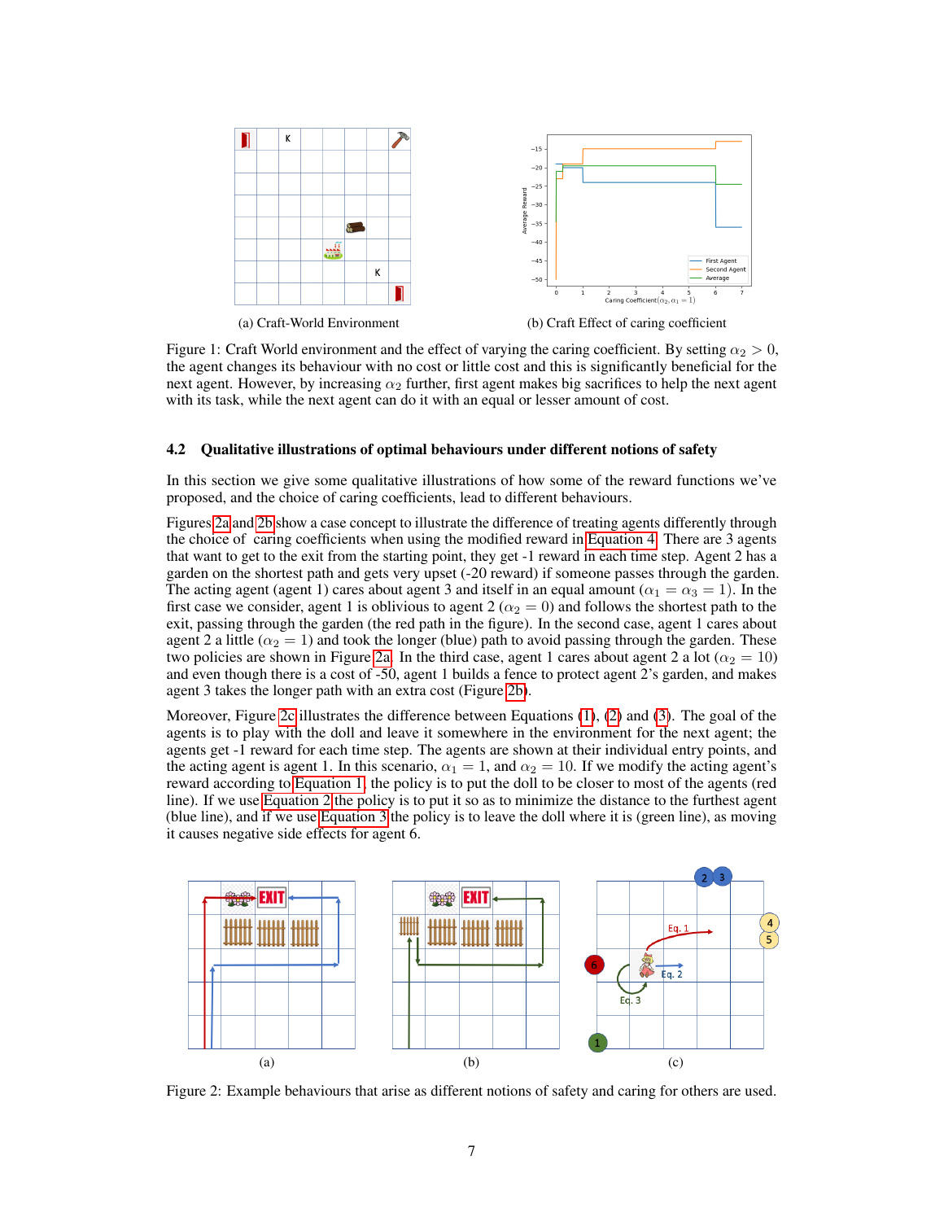(a) Craft-World Environment

(b) Craft Effect of caring coefficient

Figure 1: Craft World environment and the effect of varying the caring coefficient. By setting $\alpha_2 > 0$, the agent changes its behaviour with no cost or little cost and this is significantly beneficial for the next agent. However, by increasing $\alpha_2$ further, first agent makes big sacrifices to help the next agent with its task, while the next agent can do it with an equal or lesser amount of cost.

### 4.2 Qualitative illustrations of optimal behaviours under different notions of safety

In this section we give some qualitative illustrations of how some of the reward functions we've proposed, and the choice of caring coefficients, lead to different behaviours.

Figures 2a and 2b show a case concept to illustrate the difference of treating agents differently through the choice of caring coefficients when using the modified reward in Equation 4. There are 3 agents that want to get to the exit from the starting point, they get -1 reward in each time step. Agent 2 has a garden on the shortest path and gets very upset (-20 reward) if someone passes through the garden. The acting agent (agent 1) cares about agent 3 and itself in an equal amount ($\alpha_1 = \alpha_3 = 1$). In the first case we consider, agent 1 is oblivious to agent 2 ($\alpha_2 = 0$) and follows the shortest path to the exit, passing through the garden (the red path in the figure). In the second case, agent 1 cares about agent 2 a little ($\alpha_2 = 1$) and took the longer (blue) path to avoid passing through the garden. These two policies are shown in Figure 2a. In the third case, agent 1 cares about agent 2 a lot ($\alpha_2 = 10$) and even though there is a cost of -50, agent 1 builds a fence to protect agent 2's garden, and makes agent 3 takes the longer path with an extra cost (Figure 2b).

Moreover, Figure 2c illustrates the difference between Equations (1), (2) and (3). The goal of the agents is to play with the doll and leave it somewhere in the environment for the next agent; the agents get -1 reward for each time step. The agents are shown at their individual entry points, and the acting agent is agent 1. In this scenario, $\alpha_1 = 1$, and $\alpha_2 = 10$. If we modify the acting agent's reward according to Equation 1, the policy is to put the doll to be closer to most of the agents (red line). If we use Equation 2 the policy is to put it so as to minimize the distance to the furthest agent (blue line), and if we use Equation 3 the policy is to leave the doll where it is (green line), as moving it causes negative side effects for agent 6.

(a) (b) (c)

Figure 2: Example behaviours that arise as different notions of safety and caring for others are used.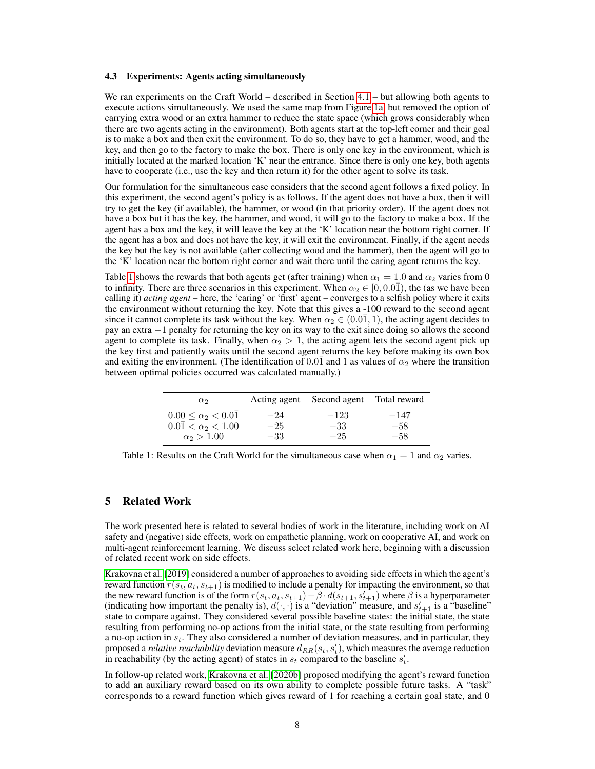### 4.3 Experiments: Agents acting simultaneously

We ran experiments on the Craft World – described in Section 4.1 – but allowing both agents to execute actions simultaneously. We used the same map from Figure 1a, but removed the option of carrying extra wood or an extra hammer to reduce the state space (which grows considerably when there are two agents acting in the environment). Both agents start at the top-left corner and their goal is to make a box and then exit the environment. To do so, they have to get a hammer, wood, and the key, and then go to the factory to make the box. There is only one key in the environment, which is initially located at the marked location 'K' near the entrance. Since there is only one key, both agents have to cooperate (i.e., use the key and then return it) for the other agent to solve its task.

Our formulation for the simultaneous case considers that the second agent follows a fixed policy. In this experiment, the second agent's policy is as follows. If the agent does not have a box, then it will try to get the key (if available), the hammer, or wood (in that priority order). If the agent does not have a box but it has the key, the hammer, and wood, it will go to the factory to make a box. If the agent has a box and the key, it will leave the key at the 'K' location near the bottom right corner. If the agent has a box and does not have the key, it will exit the environment. Finally, if the agent needs the key but the key is not available (after collecting wood and the hammer), then the agent will go to the 'K' location near the bottom right corner and wait there until the caring agent returns the key.

Table 1 shows the rewards that both agents get (after training) when $\alpha_1 = 1.0$ and $\alpha_2$ varies from 0 to infinity. There are three scenarios in this experiment. When $\alpha_2 \in [0, 0.0\bar{1})$, the (as we have been calling it) *acting agent* – here, the 'caring' or 'first' agent – converges to a selfish policy where it exits the environment without returning the key. Note that this gives a -100 reward to the second agent since it cannot complete its task without the key. When $\alpha_2 \in (0.0\bar{1}, 1)$, the acting agent decides to pay an extra $-1$ penalty for returning the key on its way to the exit since doing so allows the second agent to complete its task. Finally, when $\alpha_2 > 1$, the acting agent lets the second agent pick up the key first and patiently waits until the second agent returns the key before making its own box and exiting the environment. (The identification of $0.0\bar{1}$ and 1 as values of $\alpha_2$ where the transition between optimal policies occurred was calculated manually.)

| $\alpha_2$ | Acting agent | Second agent | Total reward |
|---|---|---|---|
| $0.00 \leq \alpha_2 < 0.0\bar{1}$ | $-24$ | $-123$ | $-147$ |
| $0.0\bar{1} < \alpha_2 < 1.00$ | $-25$ | $-33$ | $-58$ |
| $\alpha_2 > 1.00$ | $-33$ | $-25$ | $-58$ |

Table 1: Results on the Craft World for the simultaneous case when $\alpha_1 = 1$ and $\alpha_2$ varies.

## 5 Related Work

The work presented here is related to several bodies of work in the literature, including work on AI safety and (negative) side effects, work on empathetic planning, work on cooperative AI, and work on multi-agent reinforcement learning. We discuss select related work here, beginning with a discussion of related recent work on side effects.

Krakovna et al. [2019] considered a number of approaches to avoiding side effects in which the agent's reward function $r(s_t, a_t, s_{t+1})$ is modified to include a penalty for impacting the environment, so that the new reward function is of the form $r(s_t, a_t, s_{t+1}) - \beta \cdot d(s_{t+1}, s'_{t+1})$ where $\beta$ is a hyperparameter (indicating how important the penalty is), $d(\cdot, \cdot)$ is a "deviation" measure, and $s'_{t+1}$ is a "baseline" state to compare against. They considered several possible baseline states: the initial state, the state resulting from performing no-op actions from the initial state, or the state resulting from performing a no-op action in $s_t$. They also considered a number of deviation measures, and in particular, they proposed a *relative reachability* deviation measure $d_{RR}(s_t, s'_t)$, which measures the average reduction in reachability (by the acting agent) of states in $s_t$ compared to the baseline $s'_t$.

In follow-up related work, Krakovna et al. [2020b] proposed modifying the agent's reward function to add an auxiliary reward based on its own ability to complete possible future tasks. A "task" corresponds to a reward function which gives reward of 1 for reaching a certain goal state, and 0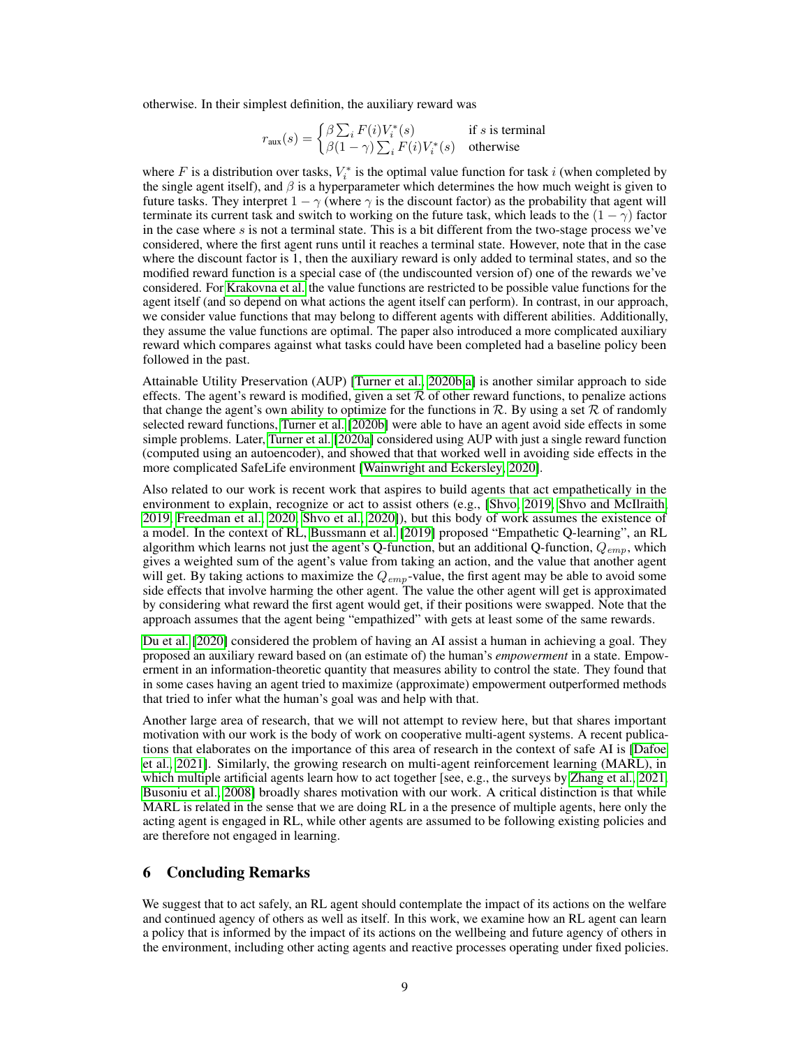otherwise. In their simplest definition, the auxiliary reward was

$$r_{\text{aux}}(s) = \begin{cases} \beta \sum_i F(i) V_i^*(s) & \text{if } s \text{ is terminal} \\ \beta(1-\gamma) \sum_i F(i) V_i^*(s) & \text{otherwise} \end{cases}$$

where $F$ is a distribution over tasks, $V_i^*$ is the optimal value function for task $i$ (when completed by the single agent itself), and $\beta$ is a hyperparameter which determines the how much weight is given to future tasks. They interpret $1 - \gamma$ (where $\gamma$ is the discount factor) as the probability that agent will terminate its current task and switch to working on the future task, which leads to the $(1 - \gamma)$ factor in the case where $s$ is not a terminal state. This is a bit different from the two-stage process we've considered, where the first agent runs until it reaches a terminal state. However, note that in the case where the discount factor is 1, then the auxiliary reward is only added to terminal states, and so the modified reward function is a special case of (the undiscounted version of) one of the rewards we've considered. For Krakovna et al. the value functions are restricted to be possible value functions for the agent itself (and so depend on what actions the agent itself can perform). In contrast, in our approach, we consider value functions that may belong to different agents with different abilities. Additionally, they assume the value functions are optimal. The paper also introduced a more complicated auxiliary reward which compares against what tasks could have been completed had a baseline policy been followed in the past.

Attainable Utility Preservation (AUP) [Turner et al., 2020b,a] is another similar approach to side effects. The agent's reward is modified, given a set $\mathcal{R}$ of other reward functions, to penalize actions that change the agent's own ability to optimize for the functions in $\mathcal{R}$. By using a set $\mathcal{R}$ of randomly selected reward functions, Turner et al. [2020b] were able to have an agent avoid side effects in some simple problems. Later, Turner et al. [2020a] considered using AUP with just a single reward function (computed using an autoencoder), and showed that that worked well in avoiding side effects in the more complicated SafeLife environment [Wainwright and Eckersley, 2020].

Also related to our work is recent work that aspires to build agents that act empathetically in the environment to explain, recognize or act to assist others (e.g., [Shvo, 2019, Shvo and McIlraith, 2019, Freedman et al., 2020, Shvo et al., 2020]), but this body of work assumes the existence of a model. In the context of RL, Bussmann et al. [2019] proposed "Empathetic Q-learning", an RL algorithm which learns not just the agent's Q-function, but an additional Q-function, $Q_{emp}$, which gives a weighted sum of the agent's value from taking an action, and the value that another agent will get. By taking actions to maximize the $Q_{emp}$-value, the first agent may be able to avoid some side effects that involve harming the other agent. The value the other agent will get is approximated by considering what reward the first agent would get, if their positions were swapped. Note that the approach assumes that the agent being "empathized" with gets at least some of the same rewards.

Du et al. [2020] considered the problem of having an AI assist a human in achieving a goal. They proposed an auxiliary reward based on (an estimate of) the human's *empowerment* in a state. Empowerment in an information-theoretic quantity that measures ability to control the state. They found that in some cases having an agent tried to maximize (approximate) empowerment outperformed methods that tried to infer what the human's goal was and help with that.

Another large area of research, that we will not attempt to review here, but that shares important motivation with our work is the body of work on cooperative multi-agent systems. A recent publications that elaborates on the importance of this area of research in the context of safe AI is [Dafoe et al., 2021]. Similarly, the growing research on multi-agent reinforcement learning (MARL), in which multiple artificial agents learn how to act together [see, e.g., the surveys by Zhang et al., 2021, Busoniu et al., 2008] broadly shares motivation with our work. A critical distinction is that while MARL is related in the sense that we are doing RL in a the presence of multiple agents, here only the acting agent is engaged in RL, while other agents are assumed to be following existing policies and are therefore not engaged in learning.

## 6 Concluding Remarks

We suggest that to act safely, an RL agent should contemplate the impact of its actions on the welfare and continued agency of others as well as itself. In this work, we examine how an RL agent can learn a policy that is informed by the impact of its actions on the wellbeing and future agency of others in the environment, including other acting agents and reactive processes operating under fixed policies.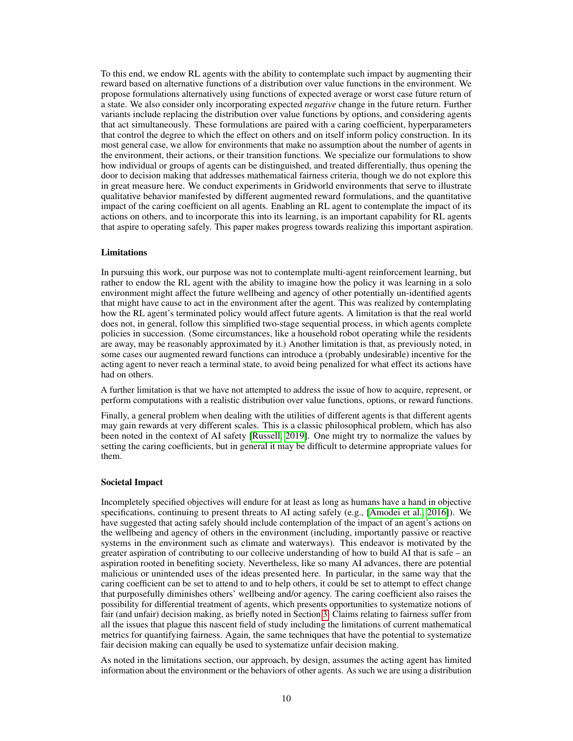To this end, we endow RL agents with the ability to contemplate such impact by augmenting their reward based on alternative functions of a distribution over value functions in the environment. We propose formulations alternatively using functions of expected average or worst case future return of a state. We also consider only incorporating expected *negative* change in the future return. Further variants include replacing the distribution over value functions by options, and considering agents that act simultaneously. These formulations are paired with a caring coefficient, hyperparameters that control the degree to which the effect on others and on itself inform policy construction. In its most general case, we allow for environments that make no assumption about the number of agents in the environment, their actions, or their transition functions. We specialize our formulations to show how individual or groups of agents can be distinguished, and treated differentially, thus opening the door to decision making that addresses mathematical fairness criteria, though we do not explore this in great measure here. We conduct experiments in Gridworld environments that serve to illustrate qualitative behavior manifested by different augmented reward formulations, and the quantitative impact of the caring coefficient on all agents. Enabling an RL agent to contemplate the impact of its actions on others, and to incorporate this into its learning, is an important capability for RL agents that aspire to operating safely. This paper makes progress towards realizing this important aspiration.

### Limitations

In pursuing this work, our purpose was not to contemplate multi-agent reinforcement learning, but rather to endow the RL agent with the ability to imagine how the policy it was learning in a solo environment might affect the future wellbeing and agency of other potentially un-identified agents that might have cause to act in the environment after the agent. This was realized by contemplating how the RL agent's terminated policy would affect future agents. A limitation is that the real world does not, in general, follow this simplified two-stage sequential process, in which agents complete policies in succession. (Some circumstances, like a household robot operating while the residents are away, may be reasonably approximated by it.) Another limitation is that, as previously noted, in some cases our augmented reward functions can introduce a (probably undesirable) incentive for the acting agent to never reach a terminal state, to avoid being penalized for what effect its actions have had on others.

A further limitation is that we have not attempted to address the issue of how to acquire, represent, or perform computations with a realistic distribution over value functions, options, or reward functions.

Finally, a general problem when dealing with the utilities of different agents is that different agents may gain rewards at very different scales. This is a classic philosophical problem, which has also been noted in the context of AI safety [Russell, 2019]. One might try to normalize the values by setting the caring coefficients, but in general it may be difficult to determine appropriate values for them.

### Societal Impact

Incompletely specified objectives will endure for at least as long as humans have a hand in objective specifications, continuing to present threats to AI acting safely (e.g., [Amodei et al., 2016]). We have suggested that acting safely should include contemplation of the impact of an agent's actions on the wellbeing and agency of others in the environment (including, importantly passive or reactive systems in the environment such as climate and waterways). This endeavor is motivated by the greater aspiration of contributing to our collective understanding of how to build AI that is safe – an aspiration rooted in benefiting society. Nevertheless, like so many AI advances, there are potential malicious or unintended uses of the ideas presented here. In particular, in the same way that the caring coefficient can be set to attend to and to help others, it could be set to attempt to effect change that purposefully diminishes others' wellbeing and/or agency. The caring coefficient also raises the possibility for differential treatment of agents, which presents opportunities to systematize notions of fair (and unfair) decision making, as briefly noted in Section 3. Claims relating to fairness suffer from all the issues that plague this nascent field of study including the limitations of current mathematical metrics for quantifying fairness. Again, the same techniques that have the potential to systematize fair decision making can equally be used to systematize unfair decision making.

As noted in the limitations section, our approach, by design, assumes the acting agent has limited information about the environment or the behaviors of other agents. As such we are using a distribution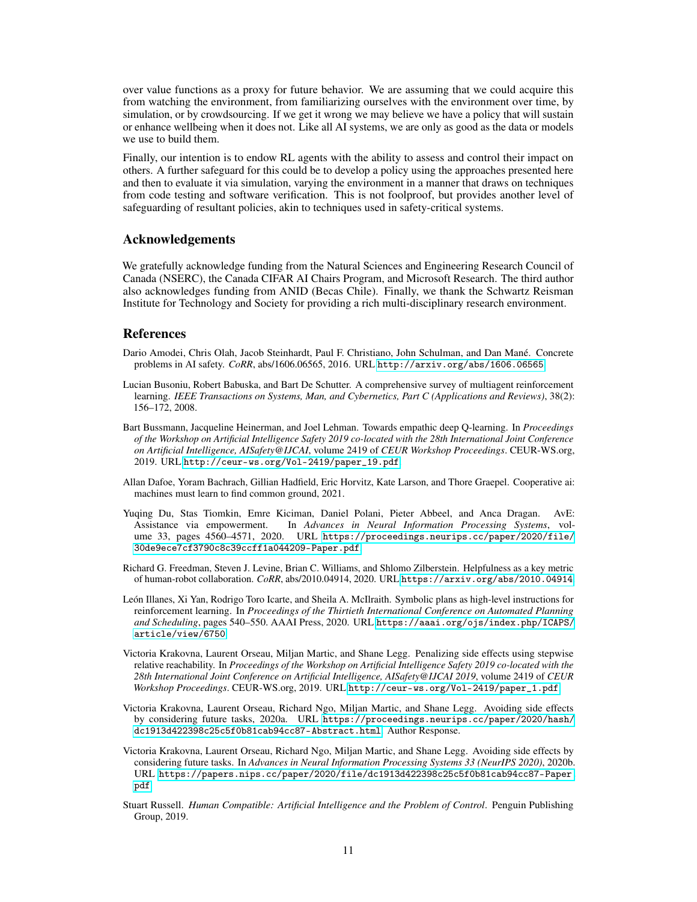over value functions as a proxy for future behavior. We are assuming that we could acquire this from watching the environment, from familiarizing ourselves with the environment over time, by simulation, or by crowdsourcing. If we get it wrong we may believe we have a policy that will sustain or enhance wellbeing when it does not. Like all AI systems, we are only as good as the data or models we use to build them.

Finally, our intention is to endow RL agents with the ability to assess and control their impact on others. A further safeguard for this could be to develop a policy using the approaches presented here and then to evaluate it via simulation, varying the environment in a manner that draws on techniques from code testing and software verification. This is not foolproof, but provides another level of safeguarding of resultant policies, akin to techniques used in safety-critical systems.

## Acknowledgements

We gratefully acknowledge funding from the Natural Sciences and Engineering Research Council of Canada (NSERC), the Canada CIFAR AI Chairs Program, and Microsoft Research. The third author also acknowledges funding from ANID (Becas Chile). Finally, we thank the Schwartz Reisman Institute for Technology and Society for providing a rich multi-disciplinary research environment.

## References

Dario Amodei, Chris Olah, Jacob Steinhardt, Paul F. Christiano, John Schulman, and Dan Mané. Concrete problems in AI safety. *CoRR*, abs/1606.06565, 2016. URL http://arxiv.org/abs/1606.06565.

Lucian Busoniu, Robert Babuska, and Bart De Schutter. A comprehensive survey of multiagent reinforcement learning. *IEEE Transactions on Systems, Man, and Cybernetics, Part C (Applications and Reviews)*, 38(2): 156–172, 2008.

Bart Bussmann, Jacqueline Heinerman, and Joel Lehman. Towards empathic deep Q-learning. In *Proceedings of the Workshop on Artificial Intelligence Safety 2019 co-located with the 28th International Joint Conference on Artificial Intelligence, AISafety@IJCAI*, volume 2419 of *CEUR Workshop Proceedings*. CEUR-WS.org, 2019. URL http://ceur-ws.org/Vol-2419/paper_19.pdf.

Allan Dafoe, Yoram Bachrach, Gillian Hadfield, Eric Horvitz, Kate Larson, and Thore Graepel. Cooperative ai: machines must learn to find common ground, 2021.

Yuqing Du, Stas Tiomkin, Emre Kiciman, Daniel Polani, Pieter Abbeel, and Anca Dragan. AvE: Assistance via empowerment. In *Advances in Neural Information Processing Systems*, volume 33, pages 4560–4571, 2020. URL https://proceedings.neurips.cc/paper/2020/file/30de9ece7cf3790c8c39ccff1a044209-Paper.pdf.

Richard G. Freedman, Steven J. Levine, Brian C. Williams, and Shlomo Zilberstein. Helpfulness as a key metric of human-robot collaboration. *CoRR*, abs/2010.04914, 2020. URL https://arxiv.org/abs/2010.04914.

León Illanes, Xi Yan, Rodrigo Toro Icarte, and Sheila A. McIlraith. Symbolic plans as high-level instructions for reinforcement learning. In *Proceedings of the Thirtieth International Conference on Automated Planning and Scheduling*, pages 540–550. AAAI Press, 2020. URL https://aaai.org/ojs/index.php/ICAPS/article/view/6750.

Victoria Krakovna, Laurent Orseau, Miljan Martic, and Shane Legg. Penalizing side effects using stepwise relative reachability. In *Proceedings of the Workshop on Artificial Intelligence Safety 2019 co-located with the 28th International Joint Conference on Artificial Intelligence, AISafety@IJCAI 2019*, volume 2419 of *CEUR Workshop Proceedings*. CEUR-WS.org, 2019. URL http://ceur-ws.org/Vol-2419/paper_1.pdf.

Victoria Krakovna, Laurent Orseau, Richard Ngo, Miljan Martic, and Shane Legg. Avoiding side effects by considering future tasks, 2020a. URL https://proceedings.neurips.cc/paper/2020/hash/dc1913d422398c25c5f0b81cab94cc87-Abstract.html. Author Response.

Victoria Krakovna, Laurent Orseau, Richard Ngo, Miljan Martic, and Shane Legg. Avoiding side effects by considering future tasks. In *Advances in Neural Information Processing Systems 33 (NeurIPS 2020)*, 2020b. URL https://papers.nips.cc/paper/2020/file/dc1913d422398c25c5f0b81cab94cc87-Paper.pdf.

Stuart Russell. *Human Compatible: Artificial Intelligence and the Problem of Control*. Penguin Publishing Group, 2019.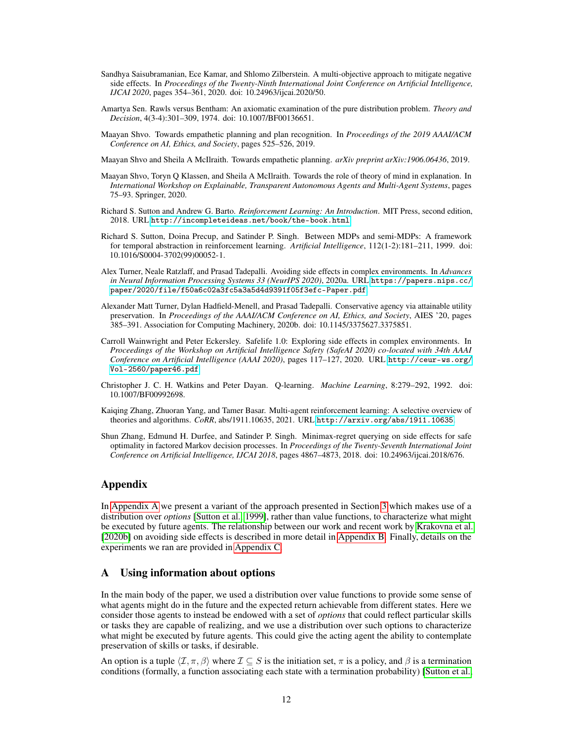Sandhya Saisubramanian, Ece Kamar, and Shlomo Zilberstein. A multi-objective approach to mitigate negative side effects. In *Proceedings of the Twenty-Ninth International Joint Conference on Artificial Intelligence, IJCAI 2020*, pages 354–361, 2020. doi: 10.24963/ijcai.2020/50.

Amartya Sen. Rawls versus Bentham: An axiomatic examination of the pure distribution problem. *Theory and Decision*, 4(3-4):301–309, 1974. doi: 10.1007/BF00136651.

Maayan Shvo. Towards empathetic planning and plan recognition. In *Proceedings of the 2019 AAAI/ACM Conference on AI, Ethics, and Society*, pages 525–526, 2019.

Maayan Shvo and Sheila A McIlraith. Towards empathetic planning. *arXiv preprint arXiv:1906.06436*, 2019.

Maayan Shvo, Toryn Q Klassen, and Sheila A McIlraith. Towards the role of theory of mind in explanation. In *International Workshop on Explainable, Transparent Autonomous Agents and Multi-Agent Systems*, pages 75–93. Springer, 2020.

Richard S. Sutton and Andrew G. Barto. *Reinforcement Learning: An Introduction*. MIT Press, second edition, 2018. URL http://incompleteideas.net/book/the-book.html.

Richard S. Sutton, Doina Precup, and Satinder P. Singh. Between MDPs and semi-MDPs: A framework for temporal abstraction in reinforcement learning. *Artificial Intelligence*, 112(1-2):181–211, 1999. doi: 10.1016/S0004-3702(99)00052-1.

Alex Turner, Neale Ratzlaff, and Prasad Tadepalli. Avoiding side effects in complex environments. In *Advances in Neural Information Processing Systems 33 (NeurIPS 2020)*, 2020a. URL https://papers.nips.cc/paper/2020/file/f50a6c02a3fc5a3a5d4d9391f05f3efc-Paper.pdf.

Alexander Matt Turner, Dylan Hadfield-Menell, and Prasad Tadepalli. Conservative agency via attainable utility preservation. In *Proceedings of the AAAI/ACM Conference on AI, Ethics, and Society*, AIES '20, pages 385–391. Association for Computing Machinery, 2020b. doi: 10.1145/3375627.3375851.

Carroll Wainwright and Peter Eckersley. Safelife 1.0: Exploring side effects in complex environments. In *Proceedings of the Workshop on Artificial Intelligence Safety (SafeAI 2020) co-located with 34th AAAI Conference on Artificial Intelligence (AAAI 2020)*, pages 117–127, 2020. URL http://ceur-ws.org/Vol-2560/paper46.pdf.

Christopher J. C. H. Watkins and Peter Dayan. Q-learning. *Machine Learning*, 8:279–292, 1992. doi: 10.1007/BF00992698.

Kaiqing Zhang, Zhuoran Yang, and Tamer Basar. Multi-agent reinforcement learning: A selective overview of theories and algorithms. *CoRR*, abs/1911.10635, 2021. URL http://arxiv.org/abs/1911.10635.

Shun Zhang, Edmund H. Durfee, and Satinder P. Singh. Minimax-regret querying on side effects for safe optimality in factored Markov decision processes. In *Proceedings of the Twenty-Seventh International Joint Conference on Artificial Intelligence, IJCAI 2018*, pages 4867–4873, 2018. doi: 10.24963/ijcai.2018/676.

## Appendix

In Appendix A we present a variant of the approach presented in Section 3 which makes use of a distribution over *options* [Sutton et al., 1999], rather than value functions, to characterize what might be executed by future agents. The relationship between our work and recent work by Krakovna et al. [2020b] on avoiding side effects is described in more detail in Appendix B. Finally, details on the experiments we ran are provided in Appendix C.

## A Using information about options

In the main body of the paper, we used a distribution over value functions to provide some sense of what agents might do in the future and the expected return achievable from different states. Here we consider those agents to instead be endowed with a set of *options* that could reflect particular skills or tasks they are capable of realizing, and we use a distribution over such options to characterize what might be executed by future agents. This could give the acting agent the ability to contemplate preservation of skills or tasks, if desirable.

An option is a tuple $\langle \mathcal{I}, \pi, \beta \rangle$ where $\mathcal{I} \subseteq S$ is the initiation set, $\pi$ is a policy, and $\beta$ is a termination conditions (formally, a function associating each state with a termination probability) [Sutton et al.,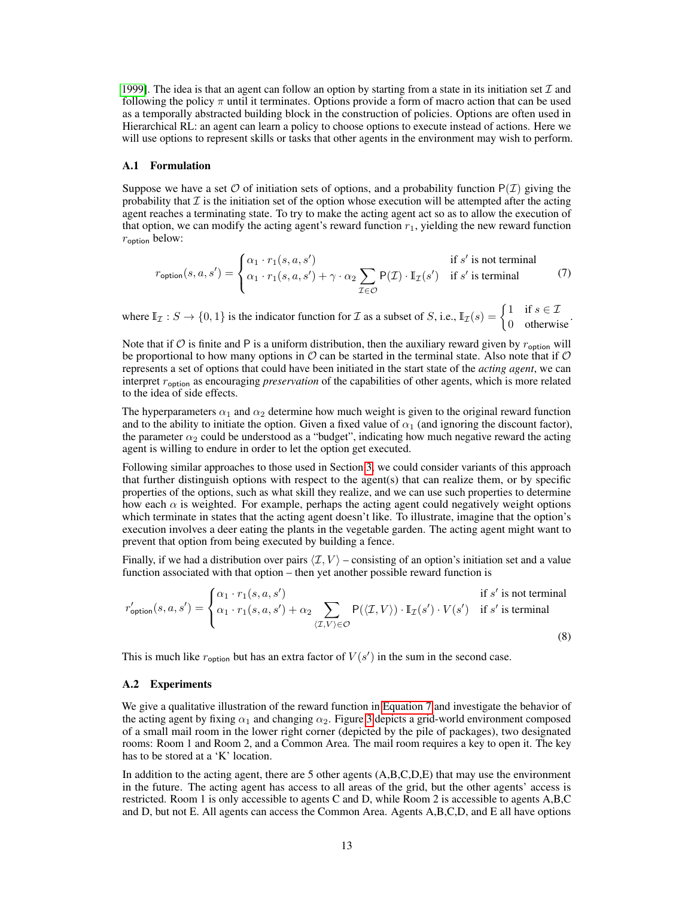1999]. The idea is that an agent can follow an option by starting from a state in its initiation set $\mathcal{I}$ and following the policy $\pi$ until it terminates. Options provide a form of macro action that can be used as a temporally abstracted building block in the construction of policies. Options are often used in Hierarchical RL: an agent can learn a policy to choose options to execute instead of actions. Here we will use options to represent skills or tasks that other agents in the environment may wish to perform.

### A.1 Formulation

Suppose we have a set $\mathcal{O}$ of initiation sets of options, and a probability function $\mathsf{P}(\mathcal{I})$ giving the probability that $\mathcal{I}$ is the initiation set of the option whose execution will be attempted after the acting agent reaches a terminating state. To try to make the acting agent act so as to allow the execution of that option, we can modify the acting agent's reward function $r_1$, yielding the new reward function $r_{\mathsf{option}}$ below:

$$r_{\mathsf{option}}(s, a, s') = \begin{cases} \alpha_1 \cdot r_1(s, a, s') & \text{if } s' \text{ is not terminal} \\ \alpha_1 \cdot r_1(s, a, s') + \gamma \cdot \alpha_2 \sum_{\mathcal{I} \in \mathcal{O}} \mathsf{P}(\mathcal{I}) \cdot \mathbb{I}_{\mathcal{I}}(s') & \text{if } s' \text{ is terminal} \end{cases} \tag{7}$$

where $\mathbb{I}_{\mathcal{I}} : S \to \{0, 1\}$ is the indicator function for $\mathcal{I}$ as a subset of $S$, i.e., $\mathbb{I}_{\mathcal{I}}(s) = \begin{cases} 1 & \text{if } s \in \mathcal{I} \\ 0 & \text{otherwise} \end{cases}$.

Note that if $\mathcal{O}$ is finite and $\mathsf{P}$ is a uniform distribution, then the auxiliary reward given by $r_{\mathsf{option}}$ will be proportional to how many options in $\mathcal{O}$ can be started in the terminal state. Also note that if $\mathcal{O}$ represents a set of options that could have been initiated in the start state of the *acting agent*, we can interpret $r_{\mathsf{option}}$ as encouraging *preservation* of the capabilities of other agents, which is more related to the idea of side effects.

The hyperparameters $\alpha_1$ and $\alpha_2$ determine how much weight is given to the original reward function and to the ability to initiate the option. Given a fixed value of $\alpha_1$ (and ignoring the discount factor), the parameter $\alpha_2$ could be understood as a "budget", indicating how much negative reward the acting agent is willing to endure in order to let the option get executed.

Following similar approaches to those used in Section 3, we could consider variants of this approach that further distinguish options with respect to the agent(s) that can realize them, or by specific properties of the options, such as what skill they realize, and we can use such properties to determine how each $\alpha$ is weighted. For example, perhaps the acting agent could negatively weight options which terminate in states that the acting agent doesn't like. To illustrate, imagine that the option's execution involves a deer eating the plants in the vegetable garden. The acting agent might want to prevent that option from being executed by building a fence.

Finally, if we had a distribution over pairs $\langle \mathcal{I}, V \rangle$ – consisting of an option's initiation set and a value function associated with that option – then yet another possible reward function is

$$r'_{\mathsf{option}}(s, a, s') = \begin{cases} \alpha_1 \cdot r_1(s, a, s') & \text{if } s' \text{ is not terminal} \\ \alpha_1 \cdot r_1(s, a, s') + \alpha_2 \sum_{\langle \mathcal{I}, V \rangle \in \mathcal{O}} \mathsf{P}(\langle \mathcal{I}, V \rangle) \cdot \mathbb{I}_{\mathcal{I}}(s') \cdot V(s') & \text{if } s' \text{ is terminal} \end{cases} \tag{8}$$

This is much like $r_{\mathsf{option}}$ but has an extra factor of $V(s')$ in the sum in the second case.

### A.2 Experiments

We give a qualitative illustration of the reward function in Equation 7 and investigate the behavior of the acting agent by fixing $\alpha_1$ and changing $\alpha_2$. Figure 3 depicts a grid-world environment composed of a small mail room in the lower right corner (depicted by the pile of packages), two designated rooms: Room 1 and Room 2, and a Common Area. The mail room requires a key to open it. The key has to be stored at a 'K' location.

In addition to the acting agent, there are 5 other agents (A,B,C,D,E) that may use the environment in the future. The acting agent has access to all areas of the grid, but the other agents' access is restricted. Room 1 is only accessible to agents C and D, while Room 2 is accessible to agents A,B,C and D, but not E. All agents can access the Common Area. Agents A,B,C,D, and E all have options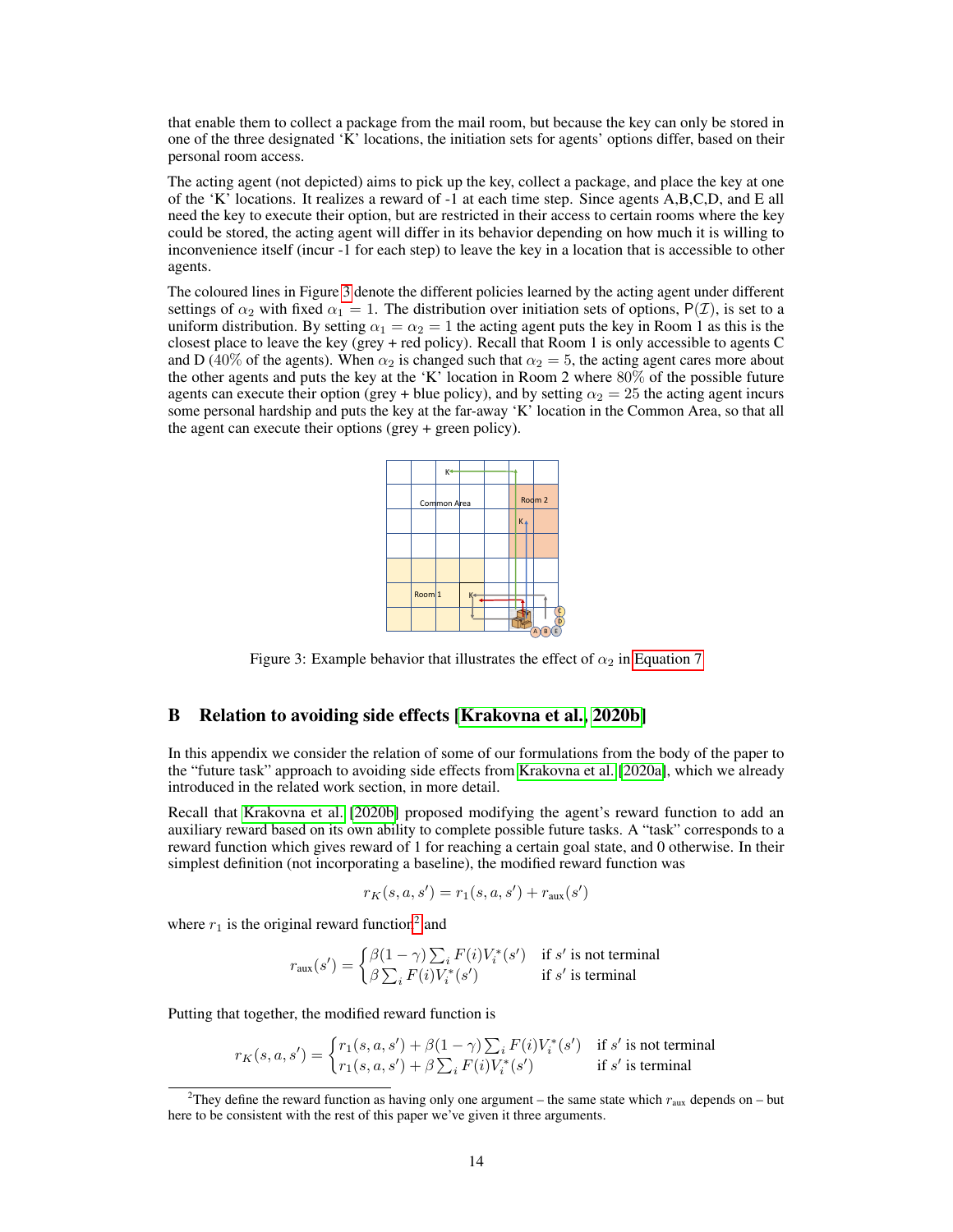that enable them to collect a package from the mail room, but because the key can only be stored in one of the three designated 'K' locations, the initiation sets for agents' options differ, based on their personal room access.

The acting agent (not depicted) aims to pick up the key, collect a package, and place the key at one of the 'K' locations. It realizes a reward of -1 at each time step. Since agents A,B,C,D, and E all need the key to execute their option, but are restricted in their access to certain rooms where the key could be stored, the acting agent will differ in its behavior depending on how much it is willing to inconvenience itself (incur -1 for each step) to leave the key in a location that is accessible to other agents.

The coloured lines in Figure 3 denote the different policies learned by the acting agent under different settings of $\alpha_2$ with fixed $\alpha_1 = 1$. The distribution over initiation sets of options, $\mathsf{P}(\mathcal{I})$, is set to a uniform distribution. By setting $\alpha_1 = \alpha_2 = 1$ the acting agent puts the key in Room 1 as this is the closest place to leave the key (grey + red policy). Recall that Room 1 is only accessible to agents C and D (40% of the agents). When $\alpha_2$ is changed such that $\alpha_2 = 5$, the acting agent cares more about the other agents and puts the key at the 'K' location in Room 2 where 80% of the possible future agents can execute their option (grey + blue policy), and by setting $\alpha_2 = 25$ the acting agent incurs some personal hardship and puts the key at the far-away 'K' location in the Common Area, so that all the agent can execute their options (grey + green policy).

Figure 3: Example behavior that illustrates the effect of $\alpha_2$ in Equation 7

## B Relation to avoiding side effects [Krakovna et al., 2020b]

In this appendix we consider the relation of some of our formulations from the body of the paper to the "future task" approach to avoiding side effects from Krakovna et al. [2020a], which we already introduced in the related work section, in more detail.

Recall that Krakovna et al. [2020b] proposed modifying the agent's reward function to add an auxiliary reward based on its own ability to complete possible future tasks. A "task" corresponds to a reward function which gives reward of 1 for reaching a certain goal state, and 0 otherwise. In their simplest definition (not incorporating a baseline), the modified reward function was

$$r_K(s, a, s') = r_1(s, a, s') + r_{\text{aux}}(s')$$

where $r_1$ is the original reward function[2] and

$$r_{\text{aux}}(s') = \begin{cases} \beta(1-\gamma)\sum_i F(i)V_i^*(s') & \text{if } s' \text{ is not terminal} \\ \beta\sum_i F(i)V_i^*(s') & \text{if } s' \text{ is terminal} \end{cases}$$

Putting that together, the modified reward function is

$$r_K(s, a, s') = \begin{cases} r_1(s, a, s') + \beta(1-\gamma)\sum_i F(i)V_i^*(s') & \text{if } s' \text{ is not terminal} \\ r_1(s, a, s') + \beta\sum_i F(i)V_i^*(s') & \text{if } s' \text{ is terminal} \end{cases}$$

[2] They define the reward function as having only one argument – the same state which $r_{\text{aux}}$ depends on – but here to be consistent with the rest of this paper we've given it three arguments.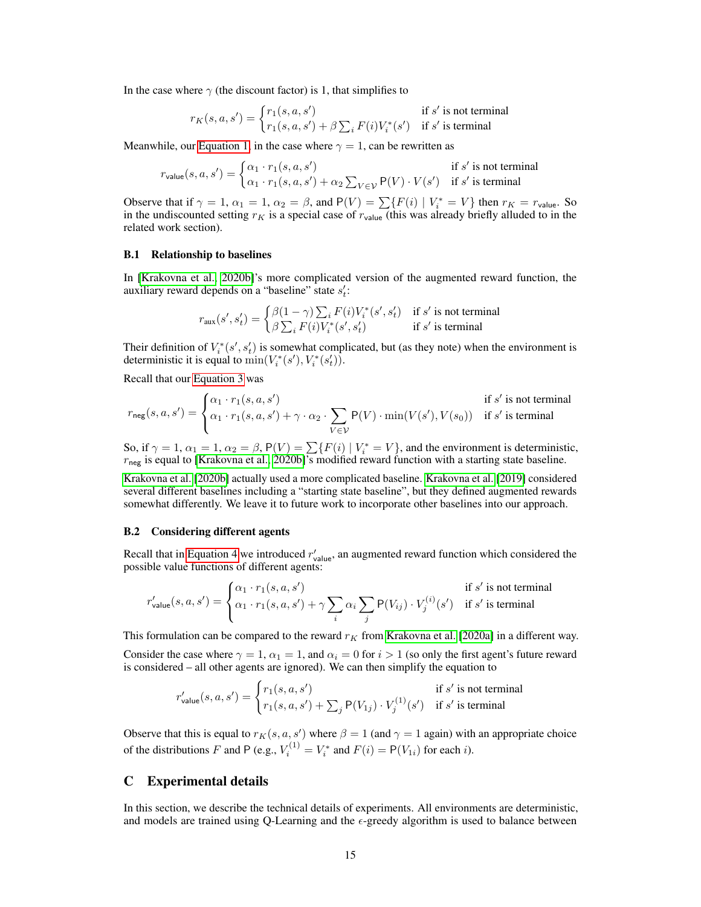In the case where $\gamma$ (the discount factor) is 1, that simplifies to

$$r_K(s, a, s') = \begin{cases} r_1(s, a, s') & \text{if } s' \text{ is not terminal} \\ r_1(s, a, s') + \beta \sum_i F(i) V_i^*(s') & \text{if } s' \text{ is terminal} \end{cases}$$

Meanwhile, our Equation 1, in the case where $\gamma = 1$, can be rewritten as

$$r_{\mathsf{value}}(s, a, s') = \begin{cases} \alpha_1 \cdot r_1(s, a, s') & \text{if } s' \text{ is not terminal} \\ \alpha_1 \cdot r_1(s, a, s') + \alpha_2 \sum_{V \in \mathcal{V}} \mathsf{P}(V) \cdot V(s') & \text{if } s' \text{ is terminal} \end{cases}$$

Observe that if $\gamma = 1$, $\alpha_1 = 1$, $\alpha_2 = \beta$, and $\mathsf{P}(V) = \sum \{F(i) \mid V_i^* = V\}$ then $r_K = r_{\mathsf{value}}$. So in the undiscounted setting $r_K$ is a special case of $r_{\mathsf{value}}$ (this was already briefly alluded to in the related work section).

### B.1 Relationship to baselines

In [Krakovna et al., 2020b]'s more complicated version of the augmented reward function, the auxiliary reward depends on a "baseline" state $s'_t$:

$$r_{\mathsf{aux}}(s', s'_t) = \begin{cases} \beta(1 - \gamma) \sum_i F(i) V_i^*(s', s'_t) & \text{if } s' \text{ is not terminal} \\ \beta \sum_i F(i) V_i^*(s', s'_t) & \text{if } s' \text{ is terminal} \end{cases}$$

Their definition of $V_i^*(s', s'_t)$ is somewhat complicated, but (as they note) when the environment is deterministic it is equal to $\min(V_i^*(s'), V_i^*(s'_t))$.

Recall that our Equation 3 was

$$r_{\mathsf{neg}}(s, a, s') = \begin{cases} \alpha_1 \cdot r_1(s, a, s') & \text{if } s' \text{ is not terminal} \\ \alpha_1 \cdot r_1(s, a, s') + \gamma \cdot \alpha_2 \cdot \sum_{V \in \mathcal{V}} \mathsf{P}(V) \cdot \min(V(s'), V(s_0)) & \text{if } s' \text{ is terminal} \end{cases}$$

So, if $\gamma = 1$, $\alpha_1 = 1$, $\alpha_2 = \beta$, $\mathsf{P}(V) = \sum \{F(i) \mid V_i^* = V\}$, and the environment is deterministic, $r_{\mathsf{neg}}$ is equal to [Krakovna et al., 2020b]'s modified reward function with a starting state baseline.

Krakovna et al. [2020b] actually used a more complicated baseline. Krakovna et al. [2019] considered several different baselines including a "starting state baseline", but they defined augmented rewards somewhat differently. We leave it to future work to incorporate other baselines into our approach.

### B.2 Considering different agents

Recall that in Equation 4 we introduced $r'_{\mathsf{value}}$, an augmented reward function which considered the possible value functions of different agents:

$$r'_{\mathsf{value}}(s, a, s') = \begin{cases} \alpha_1 \cdot r_1(s, a, s') & \text{if } s' \text{ is not terminal} \\ \alpha_1 \cdot r_1(s, a, s') + \gamma \sum_i \alpha_i \sum_j \mathsf{P}(V_{ij}) \cdot V_j^{(i)}(s') & \text{if } s' \text{ is terminal} \end{cases}$$

This formulation can be compared to the reward $r_K$ from Krakovna et al. [2020a] in a different way.

Consider the case where $\gamma = 1$, $\alpha_1 = 1$, and $\alpha_i = 0$ for $i > 1$ (so only the first agent's future reward is considered – all other agents are ignored). We can then simplify the equation to

$$r'_{\mathsf{value}}(s, a, s') = \begin{cases} r_1(s, a, s') & \text{if } s' \text{ is not terminal} \\ r_1(s, a, s') + \sum_j \mathsf{P}(V_{1j}) \cdot V_j^{(1)}(s') & \text{if } s' \text{ is terminal} \end{cases}$$

Observe that this is equal to $r_K(s, a, s')$ where $\beta = 1$ (and $\gamma = 1$ again) with an appropriate choice of the distributions $F$ and $\mathsf{P}$ (e.g., $V_i^{(1)} = V_i^*$ and $F(i) = \mathsf{P}(V_{1i})$ for each $i$).

## C Experimental details

In this section, we describe the technical details of experiments. All environments are deterministic, and models are trained using Q-Learning and the $\epsilon$-greedy algorithm is used to balance between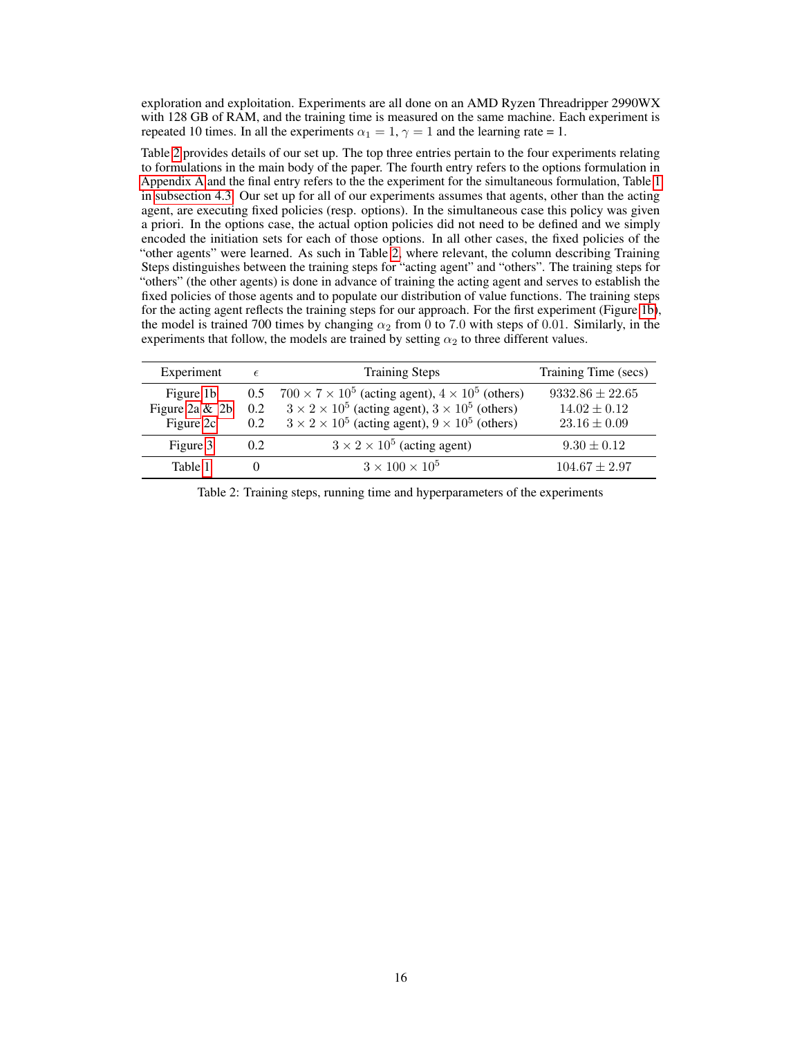exploration and exploitation. Experiments are all done on an AMD Ryzen Threadripper 2990WX with 128 GB of RAM, and the training time is measured on the same machine. Each experiment is repeated 10 times. In all the experiments $\alpha_1 = 1$, $\gamma = 1$ and the learning rate = 1.

Table 2 provides details of our set up. The top three entries pertain to the four experiments relating to formulations in the main body of the paper. The fourth entry refers to the options formulation in Appendix A and the final entry refers to the the experiment for the simultaneous formulation, Table 1 in subsection 4.3. Our set up for all of our experiments assumes that agents, other than the acting agent, are executing fixed policies (resp. options). In the simultaneous case this policy was given a priori. In the options case, the actual option policies did not need to be defined and we simply encoded the initiation sets for each of those options. In all other cases, the fixed policies of the "other agents" were learned. As such in Table 2, where relevant, the column describing Training Steps distinguishes between the training steps for "acting agent" and "others". The training steps for "others" (the other agents) is done in advance of training the acting agent and serves to establish the fixed policies of those agents and to populate our distribution of value functions. The training steps for the acting agent reflects the training steps for our approach. For the first experiment (Figure 1b), the model is trained 700 times by changing $\alpha_2$ from 0 to 7.0 with steps of 0.01. Similarly, in the experiments that follow, the models are trained by setting $\alpha_2$ to three different values.

| Experiment | $\epsilon$ | Training Steps | Training Time (secs) |
|---|---|---|---|
| Figure 1b | 0.5 | $700 \times 7 \times 10^5$ (acting agent), $4 \times 10^5$ (others) | $9332.86 \pm 22.65$ |
| Figure 2a & 2b | 0.2 | $3 \times 2 \times 10^5$ (acting agent), $3 \times 10^5$ (others) | $14.02 \pm 0.12$ |
| Figure 2c | 0.2 | $3 \times 2 \times 10^5$ (acting agent), $9 \times 10^5$ (others) | $23.16 \pm 0.09$ |
| Figure 3 | 0.2 | $3 \times 2 \times 10^5$ (acting agent) | $9.30 \pm 0.12$ |
| Table 1 | 0 | $3 \times 100 \times 10^5$ | $104.67 \pm 2.97$ |

Table 2: Training steps, running time and hyperparameters of the experiments